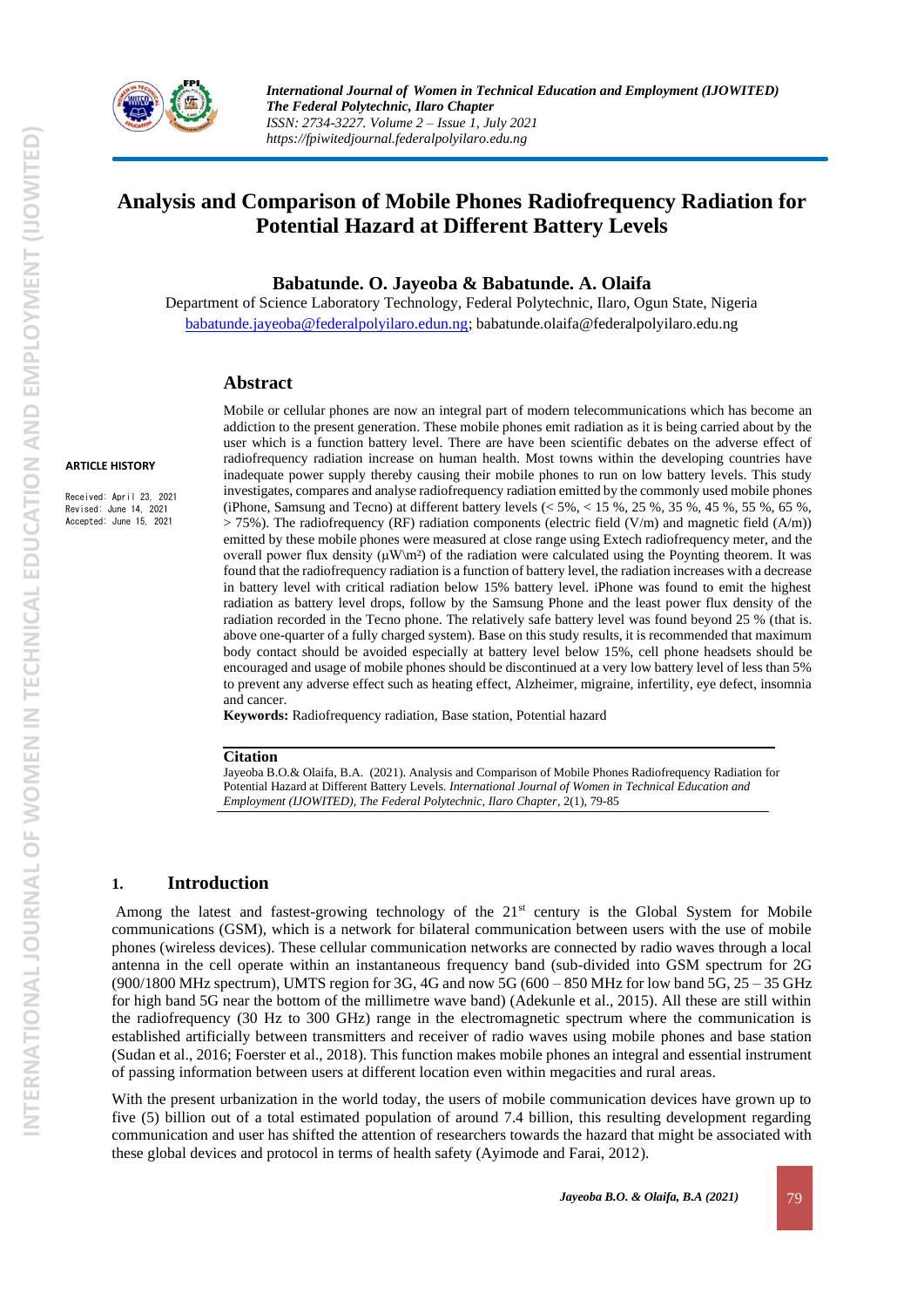# Analysis and Comparison of Mobile Phones Radiofrequency Radiation for Potential Hazard at Different Battery Levels

**Babatunde. O. Jayeoba & Babatunde. A. Olaifa**

Department of Science Laboratory Technology, Federal Polytechnic, Ilaro, Ogun State, Nigeria

babatunde.jayeoba@federalpolyilaro.edun.ng; babatunde.olaifa@federalpolyilaro.edu.ng

**ARTICLE HISTORY**

Received: April 23, 2021
Revised: June 14, 2021
Accepted: June 15, 2021

## Abstract

Mobile or cellular phones are now an integral part of modern telecommunications which has become an addiction to the present generation. These mobile phones emit radiation as it is being carried about by the user which is a function battery level. There are have been scientific debates on the adverse effect of radiofrequency radiation increase on human health. Most towns within the developing countries have inadequate power supply thereby causing their mobile phones to run on low battery levels. This study investigates, compares and analyse radiofrequency radiation emitted by the commonly used mobile phones (iPhone, Samsung and Tecno) at different battery levels (< 5%, < 15 %, 25 %, 35 %, 45 %, 55 %, 65 %, > 75%). The radiofrequency (RF) radiation components (electric field (V/m) and magnetic field (A/m)) emitted by these mobile phones were measured at close range using Extech radiofrequency meter, and the overall power flux density (μW\m²) of the radiation were calculated using the Poynting theorem. It was found that the radiofrequency radiation is a function of battery level, the radiation increases with a decrease in battery level with critical radiation below 15% battery level. iPhone was found to emit the highest radiation as battery level drops, follow by the Samsung Phone and the least power flux density of the radiation recorded in the Tecno phone. The relatively safe battery level was found beyond 25 % (that is. above one-quarter of a fully charged system). Base on this study results, it is recommended that maximum body contact should be avoided especially at battery level below 15%, cell phone headsets should be encouraged and usage of mobile phones should be discontinued at a very low battery level of less than 5% to prevent any adverse effect such as heating effect, Alzheimer, migraine, infertility, eye defect, insomnia and cancer.

**Keywords:** Radiofrequency radiation, Base station, Potential hazard

**Citation**

Jayeoba B.O.& Olaifa, B.A. (2021). Analysis and Comparison of Mobile Phones Radiofrequency Radiation for Potential Hazard at Different Battery Levels. *International Journal of Women in Technical Education and Employment (IJOWITED), The Federal Polytechnic, Ilaro Chapter*, 2(1), 79-85

## 1. Introduction

Among the latest and fastest-growing technology of the 21st century is the Global System for Mobile communications (GSM), which is a network for bilateral communication between users with the use of mobile phones (wireless devices). These cellular communication networks are connected by radio waves through a local antenna in the cell operate within an instantaneous frequency band (sub-divided into GSM spectrum for 2G (900/1800 MHz spectrum), UMTS region for 3G, 4G and now 5G (600 – 850 MHz for low band 5G, 25 – 35 GHz for high band 5G near the bottom of the millimetre wave band) (Adekunle et al., 2015). All these are still within the radiofrequency (30 Hz to 300 GHz) range in the electromagnetic spectrum where the communication is established artificially between transmitters and receiver of radio waves using mobile phones and base station (Sudan et al., 2016; Foerster et al., 2018). This function makes mobile phones an integral and essential instrument of passing information between users at different location even within megacities and rural areas.

With the present urbanization in the world today, the users of mobile communication devices have grown up to five (5) billion out of a total estimated population of around 7.4 billion, this resulting development regarding communication and user has shifted the attention of researchers towards the hazard that might be associated with these global devices and protocol in terms of health safety (Ayimode and Farai, 2012).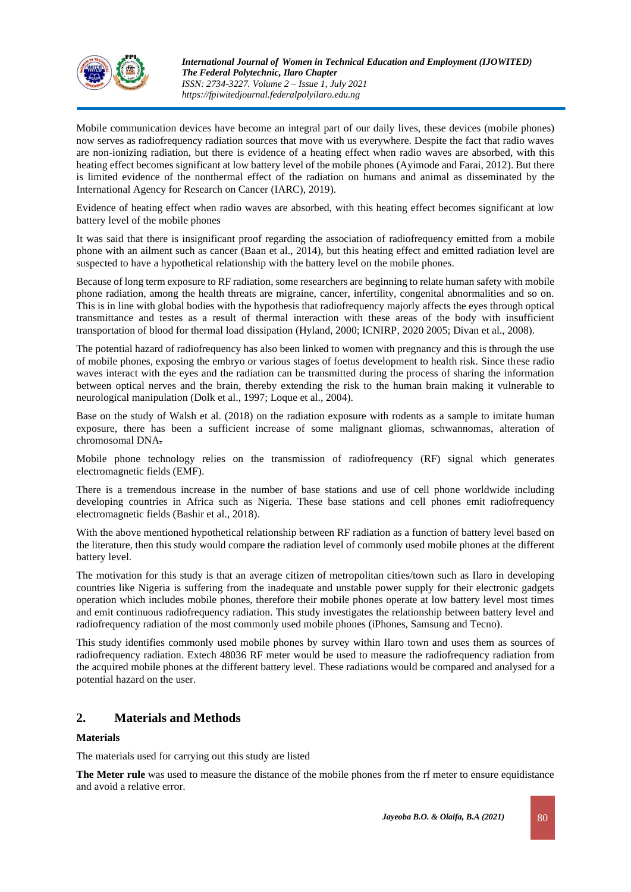Mobile communication devices have become an integral part of our daily lives, these devices (mobile phones) now serves as radiofrequency radiation sources that move with us everywhere. Despite the fact that radio waves are non-ionizing radiation, but there is evidence of a heating effect when radio waves are absorbed, with this heating effect becomes significant at low battery level of the mobile phones (Ayimode and Farai, 2012). But there is limited evidence of the nonthermal effect of the radiation on humans and animal as disseminated by the International Agency for Research on Cancer (IARC), 2019).

Evidence of heating effect when radio waves are absorbed, with this heating effect becomes significant at low battery level of the mobile phones

It was said that there is insignificant proof regarding the association of radiofrequency emitted from a mobile phone with an ailment such as cancer (Baan et al., 2014), but this heating effect and emitted radiation level are suspected to have a hypothetical relationship with the battery level on the mobile phones.

Because of long term exposure to RF radiation, some researchers are beginning to relate human safety with mobile phone radiation, among the health threats are migraine, cancer, infertility, congenital abnormalities and so on. This is in line with global bodies with the hypothesis that radiofrequency majorly affects the eyes through optical transmittance and testes as a result of thermal interaction with these areas of the body with insufficient transportation of blood for thermal load dissipation (Hyland, 2000; ICNIRP, 2020 2005; Divan et al., 2008).

The potential hazard of radiofrequency has also been linked to women with pregnancy and this is through the use of mobile phones, exposing the embryo or various stages of foetus development to health risk. Since these radio waves interact with the eyes and the radiation can be transmitted during the process of sharing the information between optical nerves and the brain, thereby extending the risk to the human brain making it vulnerable to neurological manipulation (Dolk et al., 1997; Loque et al., 2004).

Base on the study of Walsh et al. (2018) on the radiation exposure with rodents as a sample to imitate human exposure, there has been a sufficient increase of some malignant gliomas, schwannomas, alteration of chromosomal DNA.

Mobile phone technology relies on the transmission of radiofrequency (RF) signal which generates electromagnetic fields (EMF).

There is a tremendous increase in the number of base stations and use of cell phone worldwide including developing countries in Africa such as Nigeria. These base stations and cell phones emit radiofrequency electromagnetic fields (Bashir et al., 2018).

With the above mentioned hypothetical relationship between RF radiation as a function of battery level based on the literature, then this study would compare the radiation level of commonly used mobile phones at the different battery level.

The motivation for this study is that an average citizen of metropolitan cities/town such as Ilaro in developing countries like Nigeria is suffering from the inadequate and unstable power supply for their electronic gadgets operation which includes mobile phones, therefore their mobile phones operate at low battery level most times and emit continuous radiofrequency radiation. This study investigates the relationship between battery level and radiofrequency radiation of the most commonly used mobile phones (iPhones, Samsung and Tecno).

This study identifies commonly used mobile phones by survey within Ilaro town and uses them as sources of radiofrequency radiation. Extech 48036 RF meter would be used to measure the radiofrequency radiation from the acquired mobile phones at the different battery level. These radiations would be compared and analysed for a potential hazard on the user.

## 2. Materials and Methods

**Materials**

The materials used for carrying out this study are listed

**The Meter rule** was used to measure the distance of the mobile phones from the rf meter to ensure equidistance and avoid a relative error.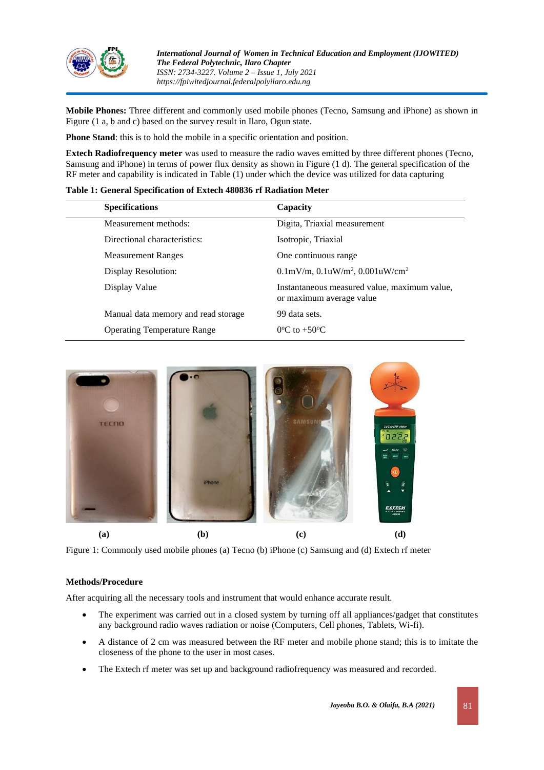**Mobile Phones:** Three different and commonly used mobile phones (Tecno, Samsung and iPhone) as shown in Figure (1 a, b and c) based on the survey result in Ilaro, Ogun state.

**Phone Stand**: this is to hold the mobile in a specific orientation and position.

**Extech Radiofrequency meter** was used to measure the radio waves emitted by three different phones (Tecno, Samsung and iPhone) in terms of power flux density as shown in Figure (1 d). The general specification of the RF meter and capability is indicated in Table (1) under which the device was utilized for data capturing

**Table 1: General Specification of Extech 480836 rf Radiation Meter**

| Specifications | Capacity |
|---|---|
| Measurement methods: | Digita, Triaxial measurement |
| Directional characteristics: | Isotropic, Triaxial |
| Measurement Ranges | One continuous range |
| Display Resolution: | 0.1mV/m, 0.1uW/m$^2$, 0.001uW/cm$^2$ |
| Display Value | Instantaneous measured value, maximum value, or maximum average value |
| Manual data memory and read storage | 99 data sets. |
| Operating Temperature Range | 0$^o$C to +50$^o$C |

(a) (b) (c) (d)

Figure 1: Commonly used mobile phones (a) Tecno (b) iPhone (c) Samsung and (d) Extech rf meter

**Methods/Procedure**

After acquiring all the necessary tools and instrument that would enhance accurate result.

- The experiment was carried out in a closed system by turning off all appliances/gadget that constitutes any background radio waves radiation or noise (Computers, Cell phones, Tablets, Wi-fi).
- A distance of 2 cm was measured between the RF meter and mobile phone stand; this is to imitate the closeness of the phone to the user in most cases.
- The Extech rf meter was set up and background radiofrequency was measured and recorded.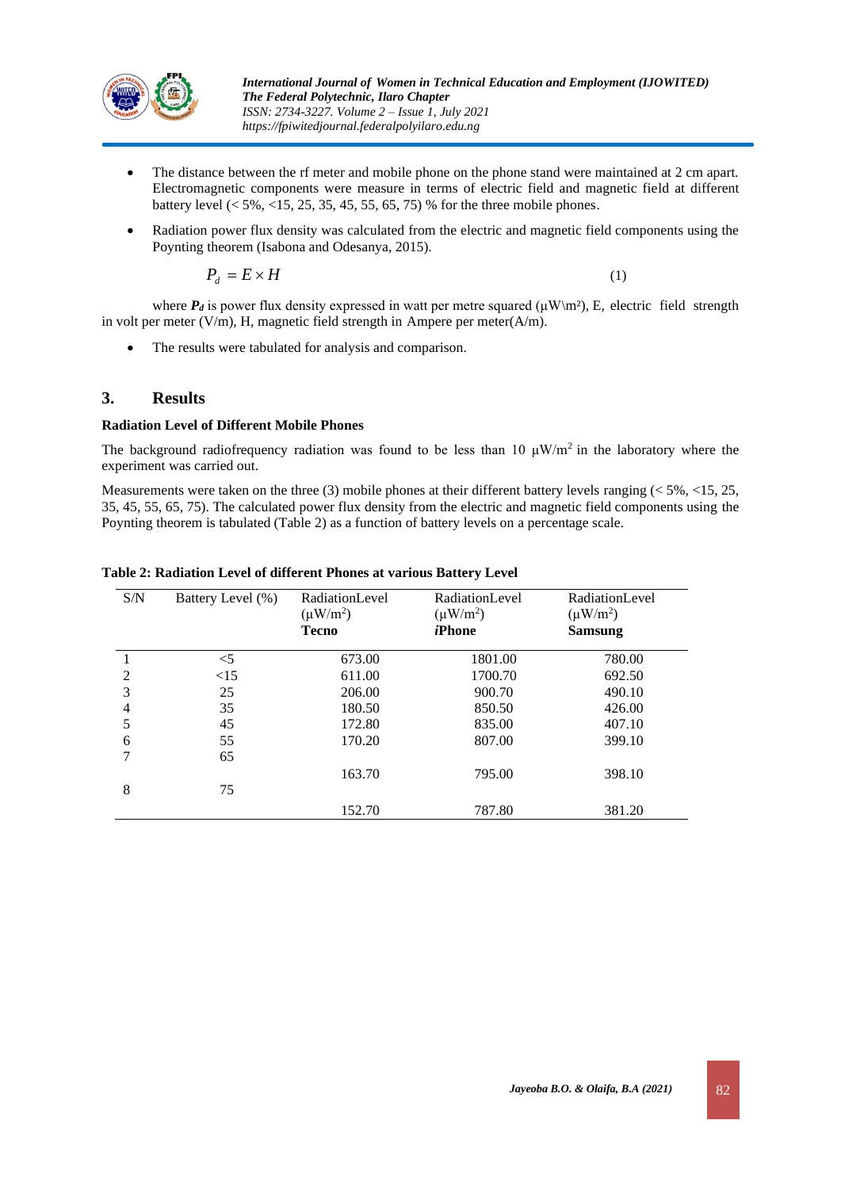- The distance between the rf meter and mobile phone on the phone stand were maintained at 2 cm apart. Electromagnetic components were measure in terms of electric field and magnetic field at different battery level (< 5%, <15, 25, 35, 45, 55, 65, 75) % for the three mobile phones.
- Radiation power flux density was calculated from the electric and magnetic field components using the Poynting theorem (Isabona and Odesanya, 2015).

$$P_d = E \times H \qquad (1)$$

where $P_d$ is power flux density expressed in watt per metre squared (μW\m²), E, electric field strength in volt per meter (V/m), H, magnetic field strength in Ampere per meter(A/m).

- The results were tabulated for analysis and comparison.

## 3. Results

### Radiation Level of Different Mobile Phones

The background radiofrequency radiation was found to be less than 10 μW/m² in the laboratory where the experiment was carried out.

Measurements were taken on the three (3) mobile phones at their different battery levels ranging (< 5%, <15, 25, 35, 45, 55, 65, 75). The calculated power flux density from the electric and magnetic field components using the Poynting theorem is tabulated (Table 2) as a function of battery levels on a percentage scale.

**Table 2: Radiation Level of different Phones at various Battery Level**

| S/N | Battery Level (%) | RadiationLevel (μW/m²) **Tecno** | RadiationLevel (μW/m²) ***i*Phone** | RadiationLevel (μW/m²) **Samsung** |
|---|---|---|---|---|
| 1 | <5 | 673.00 | 1801.00 | 780.00 |
| 2 | <15 | 611.00 | 1700.70 | 692.50 |
| 3 | 25 | 206.00 | 900.70 | 490.10 |
| 4 | 35 | 180.50 | 850.50 | 426.00 |
| 5 | 45 | 172.80 | 835.00 | 407.10 |
| 6 | 55 | 170.20 | 807.00 | 399.10 |
| 7 | 65 | 163.70 | 795.00 | 398.10 |
| 8 | 75 | 152.70 | 787.80 | 381.20 |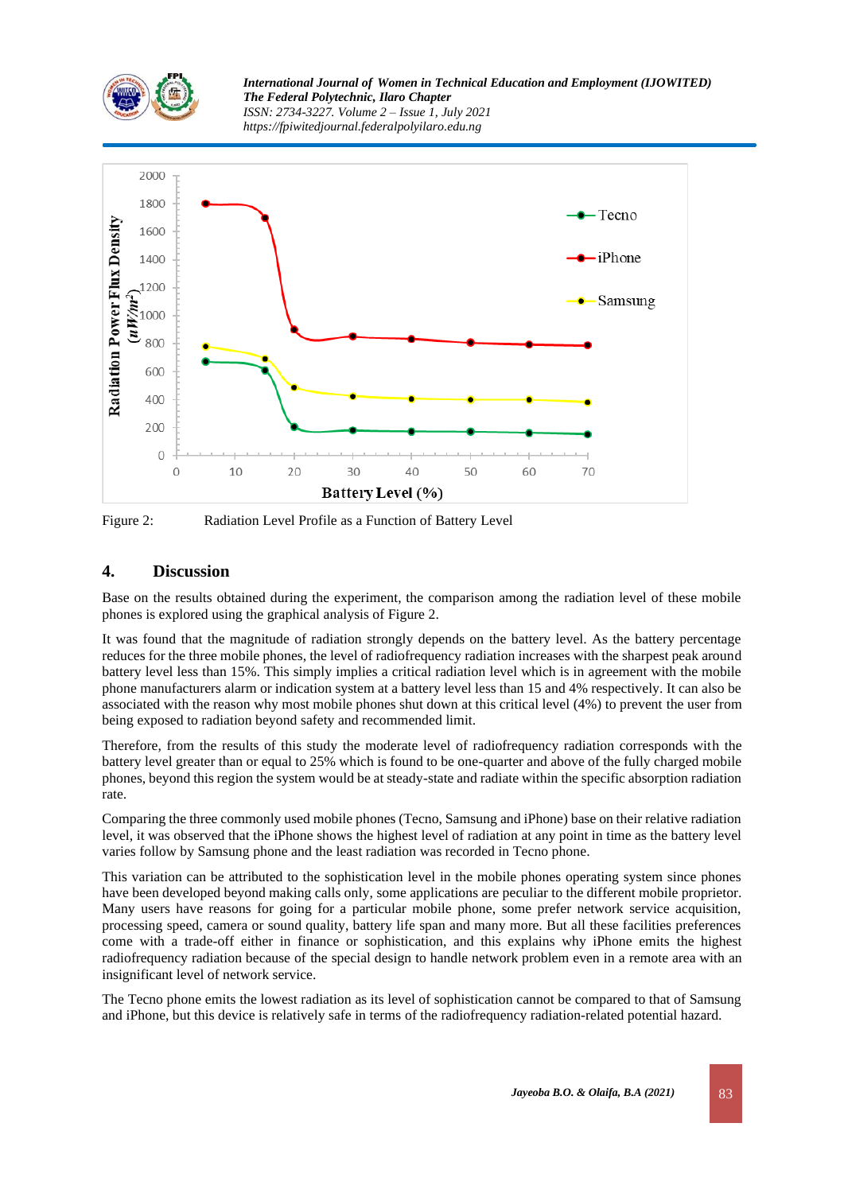Figure 2: Radiation Level Profile as a Function of Battery Level

## 4. Discussion

Base on the results obtained during the experiment, the comparison among the radiation level of these mobile phones is explored using the graphical analysis of Figure 2.

It was found that the magnitude of radiation strongly depends on the battery level. As the battery percentage reduces for the three mobile phones, the level of radiofrequency radiation increases with the sharpest peak around battery level less than 15%. This simply implies a critical radiation level which is in agreement with the mobile phone manufacturers alarm or indication system at a battery level less than 15 and 4% respectively. It can also be associated with the reason why most mobile phones shut down at this critical level (4%) to prevent the user from being exposed to radiation beyond safety and recommended limit.

Therefore, from the results of this study the moderate level of radiofrequency radiation corresponds with the battery level greater than or equal to 25% which is found to be one-quarter and above of the fully charged mobile phones, beyond this region the system would be at steady-state and radiate within the specific absorption radiation rate.

Comparing the three commonly used mobile phones (Tecno, Samsung and iPhone) base on their relative radiation level, it was observed that the iPhone shows the highest level of radiation at any point in time as the battery level varies follow by Samsung phone and the least radiation was recorded in Tecno phone.

This variation can be attributed to the sophistication level in the mobile phones operating system since phones have been developed beyond making calls only, some applications are peculiar to the different mobile proprietor. Many users have reasons for going for a particular mobile phone, some prefer network service acquisition, processing speed, camera or sound quality, battery life span and many more. But all these facilities preferences come with a trade-off either in finance or sophistication, and this explains why iPhone emits the highest radiofrequency radiation because of the special design to handle network problem even in a remote area with an insignificant level of network service.

The Tecno phone emits the lowest radiation as its level of sophistication cannot be compared to that of Samsung and iPhone, but this device is relatively safe in terms of the radiofrequency radiation-related potential hazard.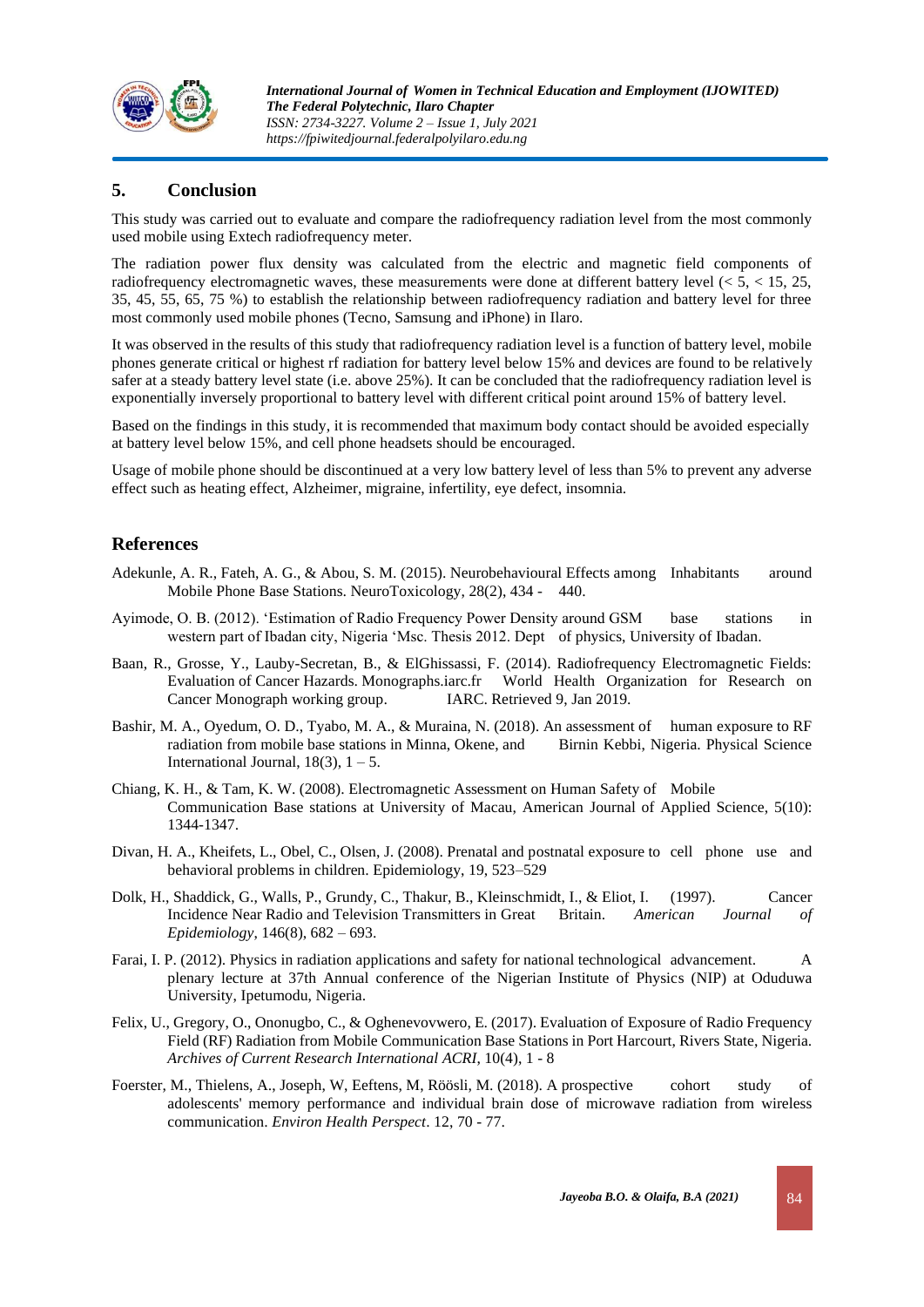## 5. Conclusion

This study was carried out to evaluate and compare the radiofrequency radiation level from the most commonly used mobile using Extech radiofrequency meter.

The radiation power flux density was calculated from the electric and magnetic field components of radiofrequency electromagnetic waves, these measurements were done at different battery level (< 5, < 15, 25, 35, 45, 55, 65, 75 %) to establish the relationship between radiofrequency radiation and battery level for three most commonly used mobile phones (Tecno, Samsung and iPhone) in Ilaro.

It was observed in the results of this study that radiofrequency radiation level is a function of battery level, mobile phones generate critical or highest rf radiation for battery level below 15% and devices are found to be relatively safer at a steady battery level state (i.e. above 25%). It can be concluded that the radiofrequency radiation level is exponentially inversely proportional to battery level with different critical point around 15% of battery level.

Based on the findings in this study, it is recommended that maximum body contact should be avoided especially at battery level below 15%, and cell phone headsets should be encouraged.

Usage of mobile phone should be discontinued at a very low battery level of less than 5% to prevent any adverse effect such as heating effect, Alzheimer, migraine, infertility, eye defect, insomnia.

## References

Adekunle, A. R., Fateh, A. G., & Abou, S. M. (2015). Neurobehavioural Effects among Inhabitants around Mobile Phone Base Stations. NeuroToxicology, 28(2), 434 - 440.

Ayimode, O. B. (2012). 'Estimation of Radio Frequency Power Density around GSM base stations in western part of Ibadan city, Nigeria 'Msc. Thesis 2012. Dept of physics, University of Ibadan.

Baan, R., Grosse, Y., Lauby-Secretan, B., & ElGhissassi, F. (2014). Radiofrequency Electromagnetic Fields: Evaluation of Cancer Hazards. Monographs.iarc.fr World Health Organization for Research on Cancer Monograph working group. IARC. Retrieved 9, Jan 2019.

Bashir, M. A., Oyedum, O. D., Tyabo, M. A., & Muraina, N. (2018). An assessment of human exposure to RF radiation from mobile base stations in Minna, Okene, and Birnin Kebbi, Nigeria. Physical Science International Journal, 18(3), 1 – 5.

Chiang, K. H., & Tam, K. W. (2008). Electromagnetic Assessment on Human Safety of Mobile Communication Base stations at University of Macau, American Journal of Applied Science, 5(10): 1344-1347.

Divan, H. A., Kheifets, L., Obel, C., Olsen, J. (2008). Prenatal and postnatal exposure to cell phone use and behavioral problems in children. Epidemiology, 19, 523–529

Dolk, H., Shaddick, G., Walls, P., Grundy, C., Thakur, B., Kleinschmidt, I., & Eliot, I. (1997). Cancer Incidence Near Radio and Television Transmitters in Great Britain. *American Journal of Epidemiology*, 146(8), 682 – 693.

Farai, I. P. (2012). Physics in radiation applications and safety for national technological advancement. A plenary lecture at 37th Annual conference of the Nigerian Institute of Physics (NIP) at Oduduwa University, Ipetumodu, Nigeria.

Felix, U., Gregory, O., Ononugbo, C., & Oghenevovwero, E. (2017). Evaluation of Exposure of Radio Frequency Field (RF) Radiation from Mobile Communication Base Stations in Port Harcourt, Rivers State, Nigeria. *Archives of Current Research International ACRI*, 10(4), 1 - 8

Foerster, M., Thielens, A., Joseph, W, Eeftens, M, Röösli, M. (2018). A prospective cohort study of adolescents' memory performance and individual brain dose of microwave radiation from wireless communication. *Environ Health Perspect*. 12, 70 - 77.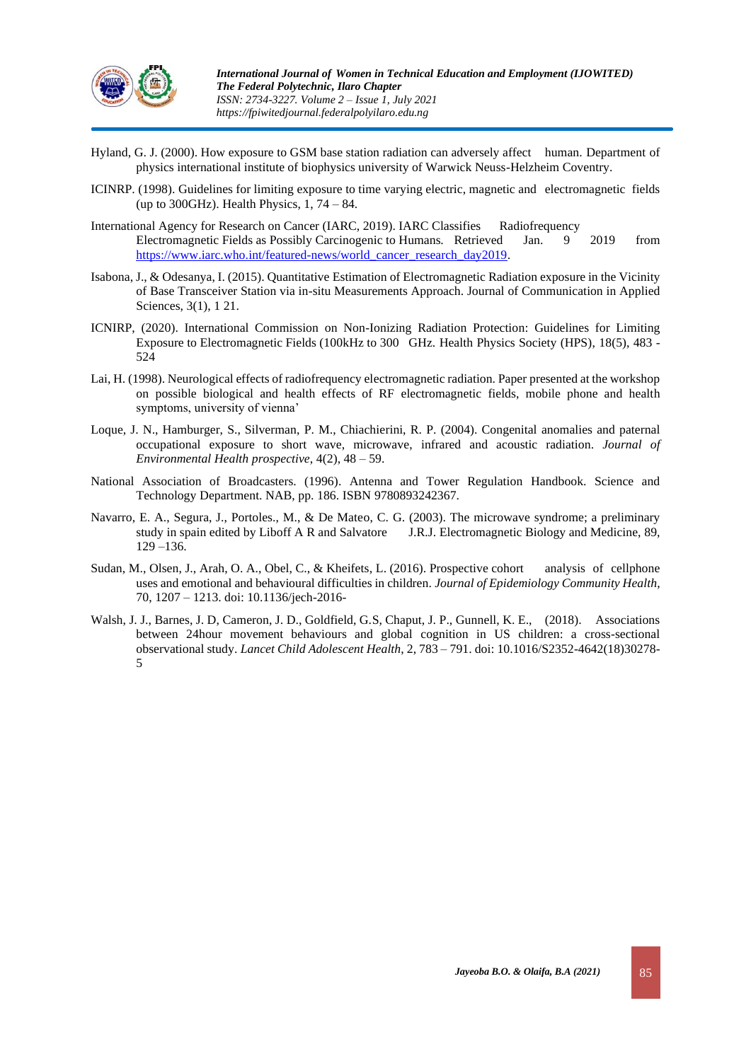Hyland, G. J. (2000). How exposure to GSM base station radiation can adversely affect human. Department of physics international institute of biophysics university of Warwick Neuss-Helzheim Coventry.

ICINRP. (1998). Guidelines for limiting exposure to time varying electric, magnetic and electromagnetic fields (up to 300GHz). Health Physics, 1, 74 – 84.

International Agency for Research on Cancer (IARC, 2019). IARC Classifies Radiofrequency Electromagnetic Fields as Possibly Carcinogenic to Humans. Retrieved Jan. 9 2019 from https://www.iarc.who.int/featured-news/world_cancer_research_day2019.

Isabona, J., & Odesanya, I. (2015). Quantitative Estimation of Electromagnetic Radiation exposure in the Vicinity of Base Transceiver Station via in-situ Measurements Approach. Journal of Communication in Applied Sciences, 3(1), 1 21.

ICNIRP, (2020). International Commission on Non-Ionizing Radiation Protection: Guidelines for Limiting Exposure to Electromagnetic Fields (100kHz to 300 GHz. Health Physics Society (HPS), 18(5), 483 - 524

Lai, H. (1998). Neurological effects of radiofrequency electromagnetic radiation. Paper presented at the workshop on possible biological and health effects of RF electromagnetic fields, mobile phone and health symptoms, university of vienna'

Loque, J. N., Hamburger, S., Silverman, P. M., Chiachierini, R. P. (2004). Congenital anomalies and paternal occupational exposure to short wave, microwave, infrared and acoustic radiation. *Journal of Environmental Health prospective*, 4(2), 48 – 59.

National Association of Broadcasters. (1996). Antenna and Tower Regulation Handbook. Science and Technology Department. NAB, pp. 186. ISBN 9780893242367.

Navarro, E. A., Segura, J., Portoles., M., & De Mateo, C. G. (2003). The microwave syndrome; a preliminary study in spain edited by Liboff A R and Salvatore J.R.J. Electromagnetic Biology and Medicine, 89, 129 –136.

Sudan, M., Olsen, J., Arah, O. A., Obel, C., & Kheifets, L. (2016). Prospective cohort analysis of cellphone uses and emotional and behavioural difficulties in children. *Journal of Epidemiology Community Health*, 70, 1207 – 1213. doi: 10.1136/jech-2016-

Walsh, J. J., Barnes, J. D, Cameron, J. D., Goldfield, G.S, Chaput, J. P., Gunnell, K. E., (2018). Associations between 24hour movement behaviours and global cognition in US children: a cross-sectional observational study. *Lancet Child Adolescent Health*, 2, 783 – 791. doi: 10.1016/S2352-4642(18)30278-5